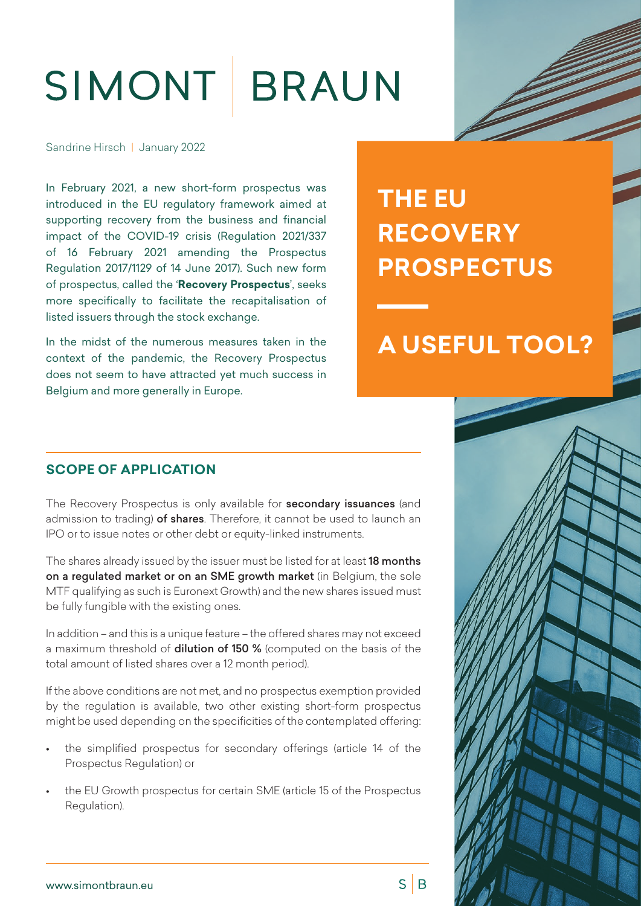# SIMONT | BRAUN

Sandrine Hirsch | January 2022

# THE EU RECOVERY PROSPECTUS

## A USEFUL TOOL?

In February 2021, a new short-form prospectus was introduced in the EU regulatory framework aimed at supporting recovery from the business and financial impact of the COVID-19 crisis (Regulation 2021/337 of 16 February 2021 amending the Prospectus Regulation 2017/1129 of 14 June 2017). Such new form of prospectus, called the '**Recovery Prospectus**', seeks more specifically to facilitate the recapitalisation of listed issuers through the stock exchange.

In the midst of the numerous measures taken in the context of the pandemic, the Recovery Prospectus does not seem to have attracted yet much success in Belgium and more generally in Europe.

## SCOPE OF APPLICATION

The Recovery Prospectus is only available for **secondary issuances** (and admission to trading) **of shares**. Therefore, it cannot be used to launch an IPO or to issue notes or other debt or equity-linked instruments.

The shares already issued by the issuer must be listed for at least **18 months on a regulated market or on an SME growth market** (in Belgium, the sole MTF qualifying as such is Euronext Growth) and the new shares issued must be fully fungible with the existing ones.

In addition – and this is a unique feature – the offered shares may not exceed a maximum threshold of **dilution of 150 %** (computed on the basis of the total amount of listed shares over a 12 month period).

If the above conditions are not met, and no prospectus exemption provided by the regulation is available, two other existing short-form prospectus might be used depending on the specificities of the contemplated offering:

- the simplified prospectus for secondary offerings (article 14 of the Prospectus Regulation) or
- the EU Growth prospectus for certain SME (article 15 of the Prospectus Regulation).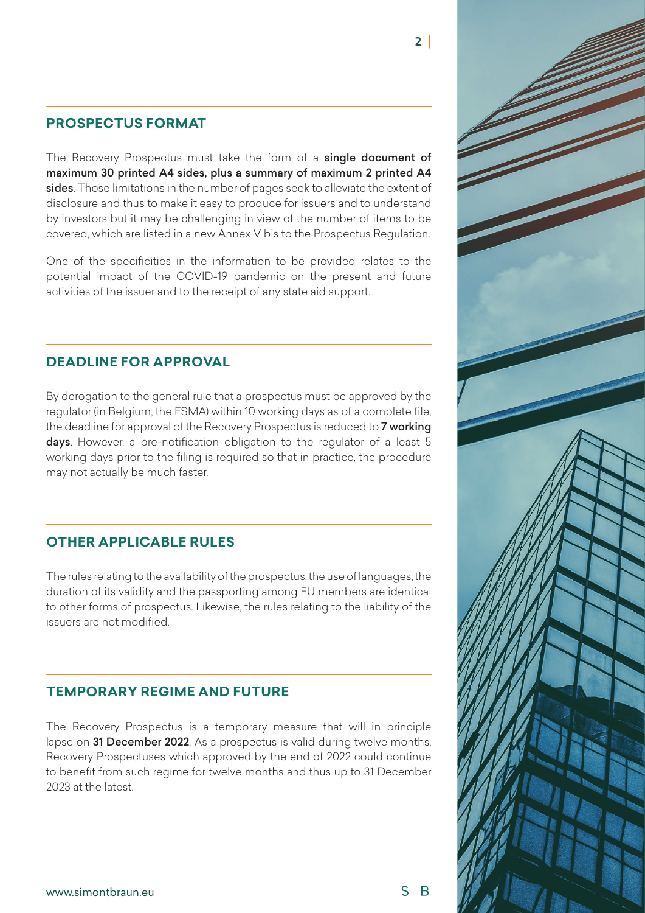## PROSPECTUS FORMAT

The Recovery Prospectus must take the form of a **single document of maximum 30 printed A4 sides, plus a summary of maximum 2 printed A4 sides**. Those limitations in the number of pages seek to alleviate the extent of disclosure and thus to make it easy to produce for issuers and to understand by investors but it may be challenging in view of the number of items to be covered, which are listed in a new Annex V bis to the Prospectus Regulation.

One of the specificities in the information to be provided relates to the potential impact of the COVID-19 pandemic on the present and future activities of the issuer and to the receipt of any state aid support.

## DEADLINE FOR APPROVAL

By derogation to the general rule that a prospectus must be approved by the regulator (in Belgium, the FSMA) within 10 working days as of a complete file, the deadline for approval of the Recovery Prospectus is reduced to **7 working days**. However, a pre-notification obligation to the regulator of a least 5 working days prior to the filing is required so that in practice, the procedure may not actually be much faster.

## OTHER APPLICABLE RULES

The rules relating to the availability of the prospectus, the use of languages, the duration of its validity and the passporting among EU members are identical to other forms of prospectus. Likewise, the rules relating to the liability of the issuers are not modified.

## TEMPORARY REGIME AND FUTURE

The Recovery Prospectus is a temporary measure that will in principle lapse on **31 December 2022**. As a prospectus is valid during twelve months, Recovery Prospectuses which approved by the end of 2022 could continue to benefit from such regime for twelve months and thus up to 31 December 2023 at the latest.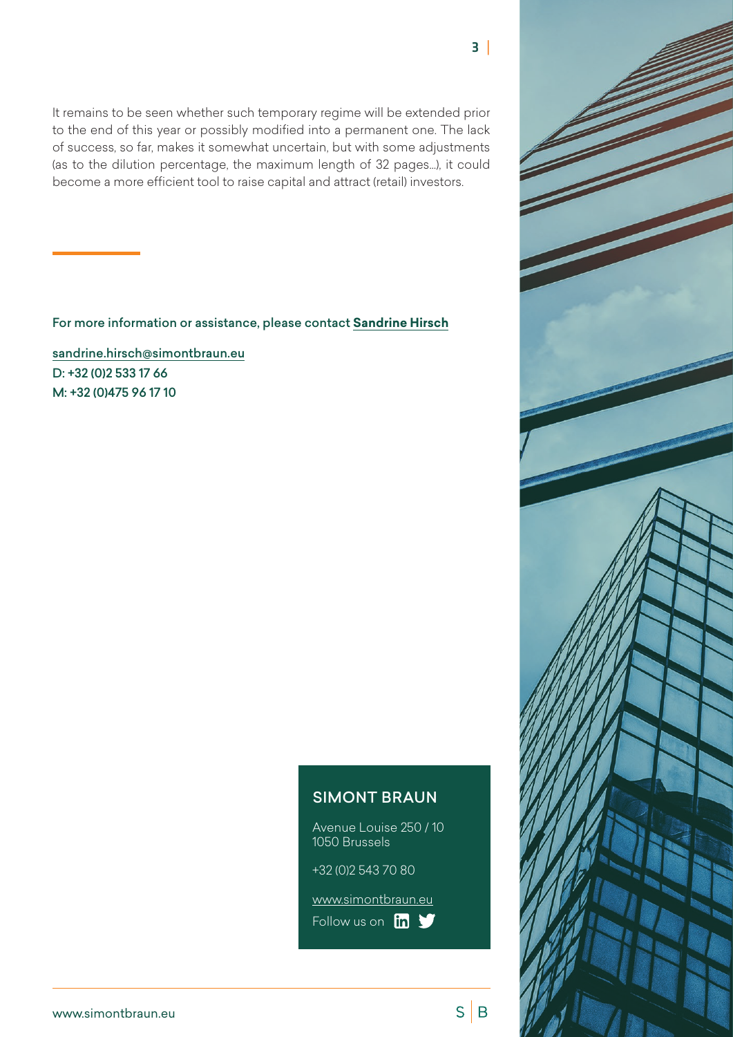It remains to be seen whether such temporary regime will be extended prior to the end of this year or possibly modified into a permanent one. The lack of success, so far, makes it somewhat uncertain, but with some adjustments (as to the dilution percentage, the maximum length of 32 pages...), it could become a more efficient tool to raise capital and attract (retail) investors.

---

For more information or assistance, please contact **Sandrine Hirsch**

sandrine.hirsch@simontbraun.eu
D: +32 (0)2 533 17 66
M: +32 (0)475 96 17 10

**SIMONT BRAUN**

Avenue Louise 250 / 10
1050 Brussels

+32 (0)2 543 70 80

www.simontbraun.eu

Follow us on